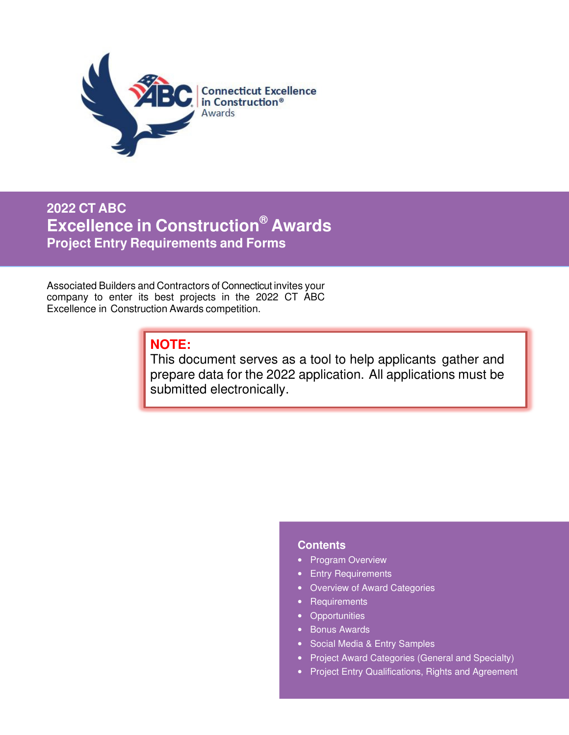# 2022 CT ABC

# Excellence in Construction® Awards

## Project Entry Requirements and Forms

Associated Builders and Contractors of Connecticut invites your company to enter its best projects in the 2022 CT ABC Excellence in Construction Awards competition.

**NOTE:**
This document serves as a tool to help applicants gather and prepare data for the 2022 application. All applications must be submitted electronically.

### Contents

- Program Overview
- Entry Requirements
- Overview of Award Categories
- Requirements
- Opportunities
- Bonus Awards
- Social Media & Entry Samples
- Project Award Categories (General and Specialty)
- Project Entry Qualifications, Rights and Agreement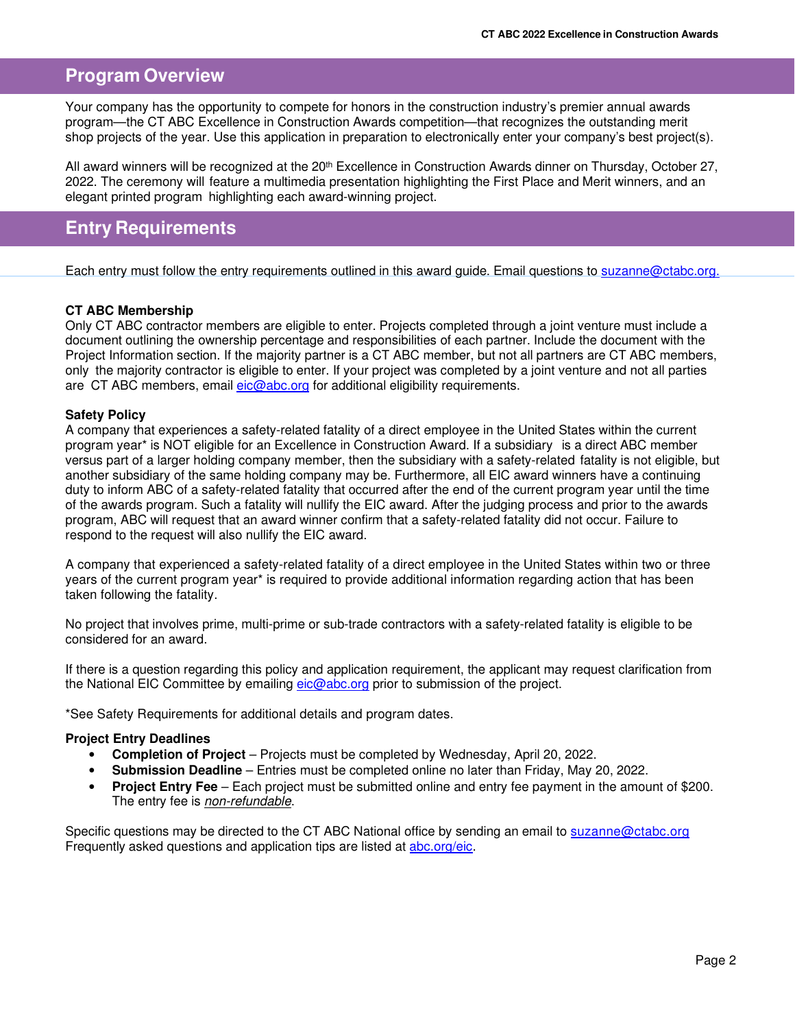## Program Overview

Your company has the opportunity to compete for honors in the construction industry's premier annual awards program—the CT ABC Excellence in Construction Awards competition—that recognizes the outstanding merit shop projects of the year. Use this application in preparation to electronically enter your company's best project(s).

All award winners will be recognized at the 20th Excellence in Construction Awards dinner on Thursday, October 27, 2022. The ceremony will feature a multimedia presentation highlighting the First Place and Merit winners, and an elegant printed program highlighting each award-winning project.

## Entry Requirements

Each entry must follow the entry requirements outlined in this award guide. Email questions to suzanne@ctabc.org.

**CT ABC Membership**

Only CT ABC contractor members are eligible to enter. Projects completed through a joint venture must include a document outlining the ownership percentage and responsibilities of each partner. Include the document with the Project Information section. If the majority partner is a CT ABC member, but not all partners are CT ABC members, only the majority contractor is eligible to enter. If your project was completed by a joint venture and not all parties are CT ABC members, email eic@abc.org for additional eligibility requirements.

**Safety Policy**

A company that experiences a safety-related fatality of a direct employee in the United States within the current program year* is NOT eligible for an Excellence in Construction Award. If a subsidiary is a direct ABC member versus part of a larger holding company member, then the subsidiary with a safety-related fatality is not eligible, but another subsidiary of the same holding company may be. Furthermore, all EIC award winners have a continuing duty to inform ABC of a safety-related fatality that occurred after the end of the current program year until the time of the awards program. Such a fatality will nullify the EIC award. After the judging process and prior to the awards program, ABC will request that an award winner confirm that a safety-related fatality did not occur. Failure to respond to the request will also nullify the EIC award.

A company that experienced a safety-related fatality of a direct employee in the United States within two or three years of the current program year* is required to provide additional information regarding action that has been taken following the fatality.

No project that involves prime, multi-prime or sub-trade contractors with a safety-related fatality is eligible to be considered for an award.

If there is a question regarding this policy and application requirement, the applicant may request clarification from the National EIC Committee by emailing eic@abc.org prior to submission of the project.

*See Safety Requirements for additional details and program dates.

**Project Entry Deadlines**

- **Completion of Project** – Projects must be completed by Wednesday, April 20, 2022.
- **Submission Deadline** – Entries must be completed online no later than Friday, May 20, 2022.
- **Project Entry Fee** – Each project must be submitted online and entry fee payment in the amount of $200. The entry fee is *non-refundable*.

Specific questions may be directed to the CT ABC National office by sending an email to suzanne@ctabc.org
Frequently asked questions and application tips are listed at abc.org/eic.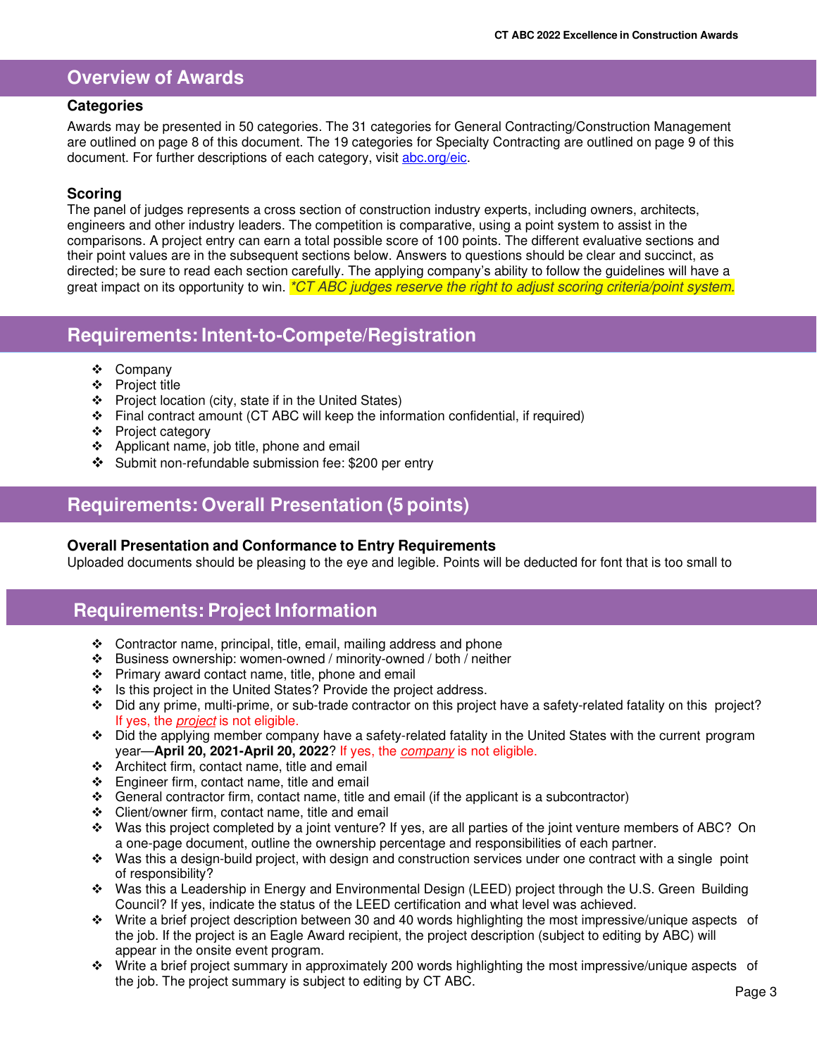## Overview of Awards

### Categories

Awards may be presented in 50 categories. The 31 categories for General Contracting/Construction Management are outlined on page 8 of this document. The 19 categories for Specialty Contracting are outlined on page 9 of this document. For further descriptions of each category, visit abc.org/eic.

### Scoring

The panel of judges represents a cross section of construction industry experts, including owners, architects, engineers and other industry leaders. The competition is comparative, using a point system to assist in the comparisons. A project entry can earn a total possible score of 100 points. The different evaluative sections and their point values are in the subsequent sections below. Answers to questions should be clear and succinct, as directed; be sure to read each section carefully. The applying company's ability to follow the guidelines will have a great impact on its opportunity to win. *\*CT ABC judges reserve the right to adjust scoring criteria/point system.*

## Requirements: Intent-to-Compete/Registration

- Company
- Project title
- Project location (city, state if in the United States)
- Final contract amount (CT ABC will keep the information confidential, if required)
- Project category
- Applicant name, job title, phone and email
- Submit non-refundable submission fee: $200 per entry

## Requirements: Overall Presentation (5 points)

### Overall Presentation and Conformance to Entry Requirements

Uploaded documents should be pleasing to the eye and legible. Points will be deducted for font that is too small to

## Requirements: Project Information

- Contractor name, principal, title, email, mailing address and phone
- Business ownership: women-owned / minority-owned / both / neither
- Primary award contact name, title, phone and email
- Is this project in the United States? Provide the project address.
- Did any prime, multi-prime, or sub-trade contractor on this project have a safety-related fatality on this project? If yes, the *project* is not eligible.
- Did the applying member company have a safety-related fatality in the United States with the current program year—**April 20, 2021-April 20, 2022**? If yes, the *company* is not eligible.
- Architect firm, contact name, title and email
- Engineer firm, contact name, title and email
- General contractor firm, contact name, title and email (if the applicant is a subcontractor)
- Client/owner firm, contact name, title and email
- Was this project completed by a joint venture? If yes, are all parties of the joint venture members of ABC? On a one-page document, outline the ownership percentage and responsibilities of each partner.
- Was this a design-build project, with design and construction services under one contract with a single point of responsibility?
- Was this a Leadership in Energy and Environmental Design (LEED) project through the U.S. Green Building Council? If yes, indicate the status of the LEED certification and what level was achieved.
- Write a brief project description between 30 and 40 words highlighting the most impressive/unique aspects of the job. If the project is an Eagle Award recipient, the project description (subject to editing by ABC) will appear in the onsite event program.
- Write a brief project summary in approximately 200 words highlighting the most impressive/unique aspects of the job. The project summary is subject to editing by CT ABC.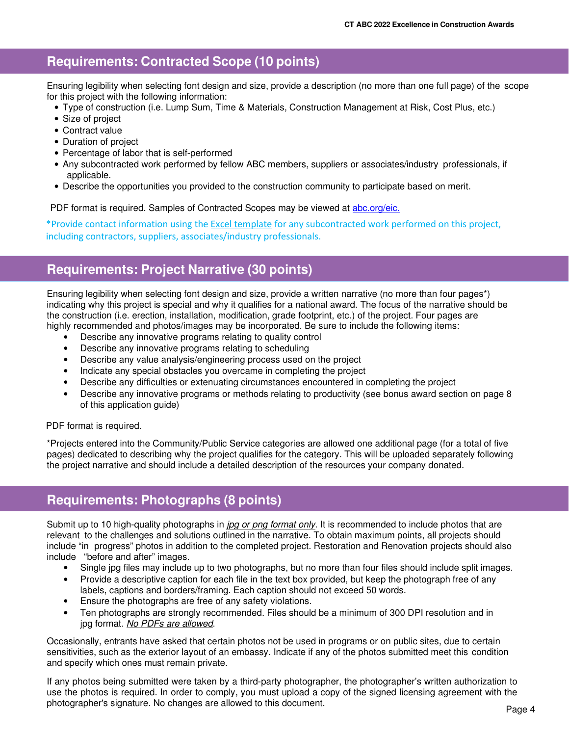## Requirements: Contracted Scope (10 points)

Ensuring legibility when selecting font design and size, provide a description (no more than one full page) of the scope for this project with the following information:

- Type of construction (i.e. Lump Sum, Time & Materials, Construction Management at Risk, Cost Plus, etc.)
- Size of project
- Contract value
- Duration of project
- Percentage of labor that is self-performed
- Any subcontracted work performed by fellow ABC members, suppliers or associates/industry professionals, if applicable.
- Describe the opportunities you provided to the construction community to participate based on merit.

PDF format is required. Samples of Contracted Scopes may be viewed at [abc.org/eic.](abc.org/eic)

*Provide contact information using the Excel template for any subcontracted work performed on this project, including contractors, suppliers, associates/industry professionals.

## Requirements: Project Narrative (30 points)

Ensuring legibility when selecting font design and size, provide a written narrative (no more than four pages*) indicating why this project is special and why it qualifies for a national award. The focus of the narrative should be the construction (i.e. erection, installation, modification, grade footprint, etc.) of the project. Four pages are highly recommended and photos/images may be incorporated. Be sure to include the following items:

- Describe any innovative programs relating to quality control
- Describe any innovative programs relating to scheduling
- Describe any value analysis/engineering process used on the project
- Indicate any special obstacles you overcame in completing the project
- Describe any difficulties or extenuating circumstances encountered in completing the project
- Describe any innovative programs or methods relating to productivity (see bonus award section on page 8 of this application guide)

PDF format is required.

*Projects entered into the Community/Public Service categories are allowed one additional page (for a total of five pages) dedicated to describing why the project qualifies for the category. This will be uploaded separately following the project narrative and should include a detailed description of the resources your company donated.

## Requirements: Photographs (8 points)

Submit up to 10 high-quality photographs in *jpg or png format only*. It is recommended to include photos that are relevant to the challenges and solutions outlined in the narrative. To obtain maximum points, all projects should include "in progress" photos in addition to the completed project. Restoration and Renovation projects should also include "before and after" images.

- Single jpg files may include up to two photographs, but no more than four files should include split images.
- Provide a descriptive caption for each file in the text box provided, but keep the photograph free of any labels, captions and borders/framing. Each caption should not exceed 50 words.
- Ensure the photographs are free of any safety violations.
- Ten photographs are strongly recommended. Files should be a minimum of 300 DPI resolution and in jpg format. *No PDFs are allowed*.

Occasionally, entrants have asked that certain photos not be used in programs or on public sites, due to certain sensitivities, such as the exterior layout of an embassy. Indicate if any of the photos submitted meet this condition and specify which ones must remain private.

If any photos being submitted were taken by a third-party photographer, the photographer's written authorization to use the photos is required. In order to comply, you must upload a copy of the signed licensing agreement with the photographer's signature. No changes are allowed to this document.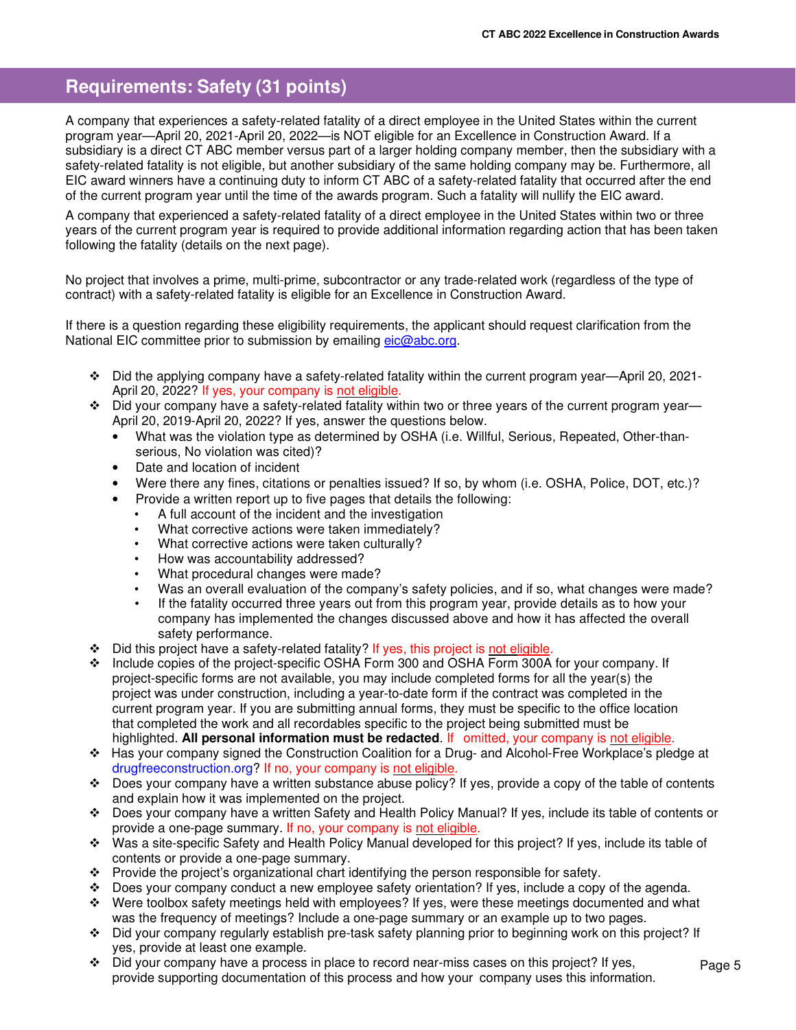## Requirements: Safety (31 points)

A company that experiences a safety-related fatality of a direct employee in the United States within the current program year—April 20, 2021-April 20, 2022—is NOT eligible for an Excellence in Construction Award. If a subsidiary is a direct CT ABC member versus part of a larger holding company member, then the subsidiary with a safety-related fatality is not eligible, but another subsidiary of the same holding company may be. Furthermore, all EIC award winners have a continuing duty to inform CT ABC of a safety-related fatality that occurred after the end of the current program year until the time of the awards program. Such a fatality will nullify the EIC award.

A company that experienced a safety-related fatality of a direct employee in the United States within two or three years of the current program year is required to provide additional information regarding action that has been taken following the fatality (details on the next page).

No project that involves a prime, multi-prime, subcontractor or any trade-related work (regardless of the type of contract) with a safety-related fatality is eligible for an Excellence in Construction Award.

If there is a question regarding these eligibility requirements, the applicant should request clarification from the National EIC committee prior to submission by emailing eic@abc.org.

- Did the applying company have a safety-related fatality within the current program year—April 20, 2021-April 20, 2022? If yes, your company is not eligible.
- Did your company have a safety-related fatality within two or three years of the current program year—April 20, 2019-April 20, 2022? If yes, answer the questions below.
  - What was the violation type as determined by OSHA (i.e. Willful, Serious, Repeated, Other-than-serious, No violation was cited)?
  - Date and location of incident
  - Were there any fines, citations or penalties issued? If so, by whom (i.e. OSHA, Police, DOT, etc.)?
  - Provide a written report up to five pages that details the following:
    - A full account of the incident and the investigation
    - What corrective actions were taken immediately?
    - What corrective actions were taken culturally?
    - How was accountability addressed?
    - What procedural changes were made?
    - Was an overall evaluation of the company's safety policies, and if so, what changes were made?
    - If the fatality occurred three years out from this program year, provide details as to how your company has implemented the changes discussed above and how it has affected the overall safety performance.
- Did this project have a safety-related fatality? If yes, this project is not eligible.
- Include copies of the project-specific OSHA Form 300 and OSHA Form 300A for your company. If project-specific forms are not available, you may include completed forms for all the year(s) the project was under construction, including a year-to-date form if the contract was completed in the current program year. If you are submitting annual forms, they must be specific to the office location that completed the work and all recordables specific to the project being submitted must be highlighted. **All personal information must be redacted**. If omitted, your company is not eligible.
- Has your company signed the Construction Coalition for a Drug- and Alcohol-Free Workplace's pledge at drugfreeconstruction.org? If no, your company is not eligible.
- Does your company have a written substance abuse policy? If yes, provide a copy of the table of contents and explain how it was implemented on the project.
- Does your company have a written Safety and Health Policy Manual? If yes, include its table of contents or provide a one-page summary. If no, your company is not eligible.
- Was a site-specific Safety and Health Policy Manual developed for this project? If yes, include its table of contents or provide a one-page summary.
- Provide the project's organizational chart identifying the person responsible for safety.
- Does your company conduct a new employee safety orientation? If yes, include a copy of the agenda.
- Were toolbox safety meetings held with employees? If yes, were these meetings documented and what was the frequency of meetings? Include a one-page summary or an example up to two pages.
- Did your company regularly establish pre-task safety planning prior to beginning work on this project? If yes, provide at least one example.
- Did your company have a process in place to record near-miss cases on this project? If yes, provide supporting documentation of this process and how your company uses this information.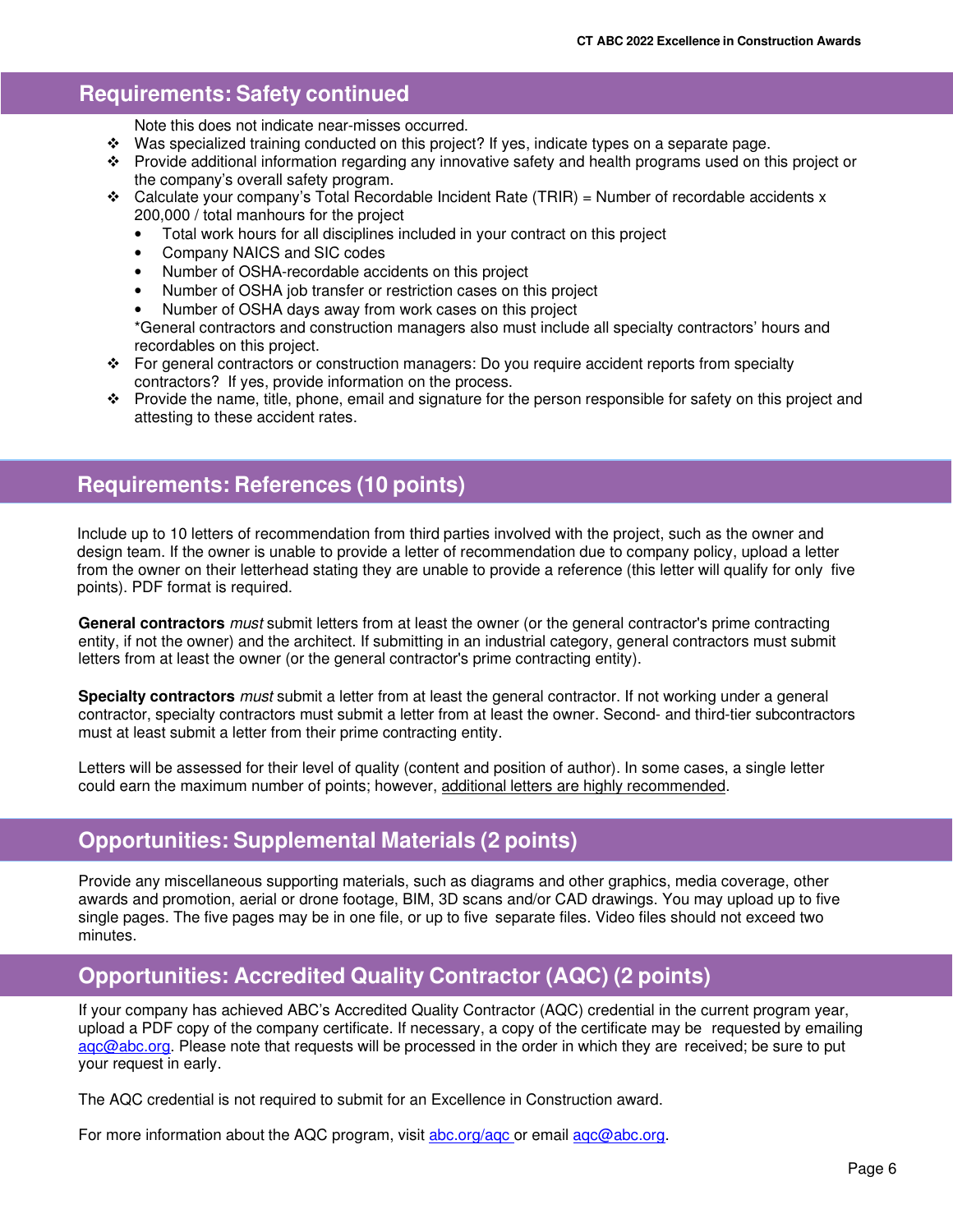## Requirements: Safety continued

Note this does not indicate near-misses occurred.

- Was specialized training conducted on this project? If yes, indicate types on a separate page.
- Provide additional information regarding any innovative safety and health programs used on this project or the company's overall safety program.
- Calculate your company's Total Recordable Incident Rate (TRIR) = Number of recordable accidents x 200,000 / total manhours for the project
  - Total work hours for all disciplines included in your contract on this project
  - Company NAICS and SIC codes
  - Number of OSHA-recordable accidents on this project
  - Number of OSHA job transfer or restriction cases on this project
  - Number of OSHA days away from work cases on this project

  *General contractors and construction managers also must include all specialty contractors' hours and recordables on this project.
- For general contractors or construction managers: Do you require accident reports from specialty contractors? If yes, provide information on the process.
- Provide the name, title, phone, email and signature for the person responsible for safety on this project and attesting to these accident rates.

## Requirements: References (10 points)

Include up to 10 letters of recommendation from third parties involved with the project, such as the owner and design team. If the owner is unable to provide a letter of recommendation due to company policy, upload a letter from the owner on their letterhead stating they are unable to provide a reference (this letter will qualify for only five points). PDF format is required.

**General contractors** *must* submit letters from at least the owner (or the general contractor's prime contracting entity, if not the owner) and the architect. If submitting in an industrial category, general contractors must submit letters from at least the owner (or the general contractor's prime contracting entity).

**Specialty contractors** *must* submit a letter from at least the general contractor. If not working under a general contractor, specialty contractors must submit a letter from at least the owner. Second- and third-tier subcontractors must at least submit a letter from their prime contracting entity.

Letters will be assessed for their level of quality (content and position of author). In some cases, a single letter could earn the maximum number of points; however, additional letters are highly recommended.

## Opportunities: Supplemental Materials (2 points)

Provide any miscellaneous supporting materials, such as diagrams and other graphics, media coverage, other awards and promotion, aerial or drone footage, BIM, 3D scans and/or CAD drawings. You may upload up to five single pages. The five pages may be in one file, or up to five separate files. Video files should not exceed two minutes.

## Opportunities: Accredited Quality Contractor (AQC) (2 points)

If your company has achieved ABC's Accredited Quality Contractor (AQC) credential in the current program year, upload a PDF copy of the company certificate. If necessary, a copy of the certificate may be requested by emailing aqc@abc.org. Please note that requests will be processed in the order in which they are received; be sure to put your request in early.

The AQC credential is not required to submit for an Excellence in Construction award.

For more information about the AQC program, visit abc.org/aqc or email aqc@abc.org.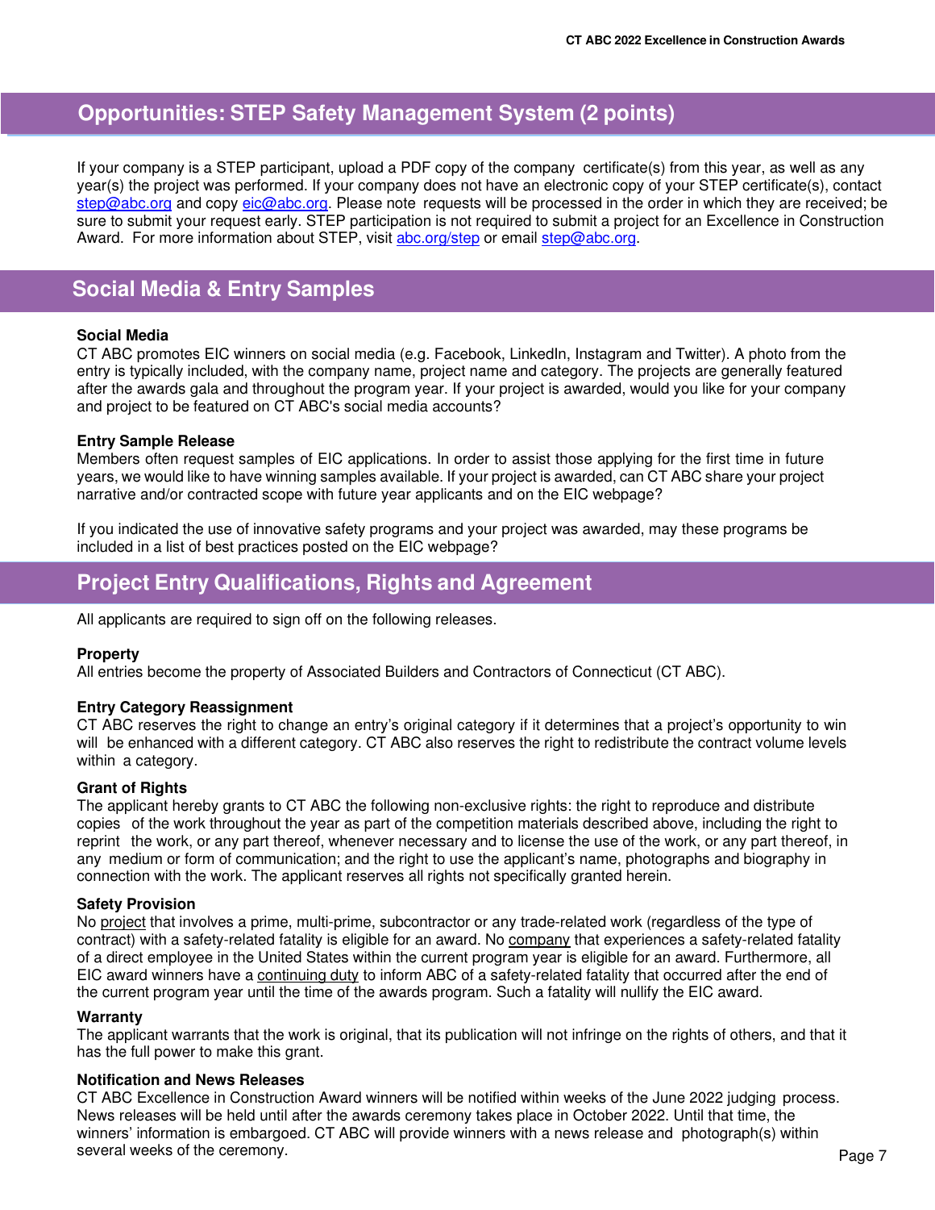## Opportunities: STEP Safety Management System (2 points)

If your company is a STEP participant, upload a PDF copy of the company certificate(s) from this year, as well as any year(s) the project was performed. If your company does not have an electronic copy of your STEP certificate(s), contact step@abc.org and copy eic@abc.org. Please note requests will be processed in the order in which they are received; be sure to submit your request early. STEP participation is not required to submit a project for an Excellence in Construction Award. For more information about STEP, visit abc.org/step or email step@abc.org.

## Social Media & Entry Samples

**Social Media**

CT ABC promotes EIC winners on social media (e.g. Facebook, LinkedIn, Instagram and Twitter). A photo from the entry is typically included, with the company name, project name and category. The projects are generally featured after the awards gala and throughout the program year. If your project is awarded, would you like for your company and project to be featured on CT ABC's social media accounts?

**Entry Sample Release**

Members often request samples of EIC applications. In order to assist those applying for the first time in future years, we would like to have winning samples available. If your project is awarded, can CT ABC share your project narrative and/or contracted scope with future year applicants and on the EIC webpage?

If you indicated the use of innovative safety programs and your project was awarded, may these programs be included in a list of best practices posted on the EIC webpage?

## Project Entry Qualifications, Rights and Agreement

All applicants are required to sign off on the following releases.

**Property**

All entries become the property of Associated Builders and Contractors of Connecticut (CT ABC).

**Entry Category Reassignment**

CT ABC reserves the right to change an entry's original category if it determines that a project's opportunity to win will be enhanced with a different category. CT ABC also reserves the right to redistribute the contract volume levels within a category.

**Grant of Rights**

The applicant hereby grants to CT ABC the following non-exclusive rights: the right to reproduce and distribute copies of the work throughout the year as part of the competition materials described above, including the right to reprint the work, or any part thereof, whenever necessary and to license the use of the work, or any part thereof, in any medium or form of communication; and the right to use the applicant's name, photographs and biography in connection with the work. The applicant reserves all rights not specifically granted herein.

**Safety Provision**

No project that involves a prime, multi-prime, subcontractor or any trade-related work (regardless of the type of contract) with a safety-related fatality is eligible for an award. No company that experiences a safety-related fatality of a direct employee in the United States within the current program year is eligible for an award. Furthermore, all EIC award winners have a continuing duty to inform ABC of a safety-related fatality that occurred after the end of the current program year until the time of the awards program. Such a fatality will nullify the EIC award.

**Warranty**

The applicant warrants that the work is original, that its publication will not infringe on the rights of others, and that it has the full power to make this grant.

**Notification and News Releases**

CT ABC Excellence in Construction Award winners will be notified within weeks of the June 2022 judging process. News releases will be held until after the awards ceremony takes place in October 2022. Until that time, the winners' information is embargoed. CT ABC will provide winners with a news release and photograph(s) within several weeks of the ceremony.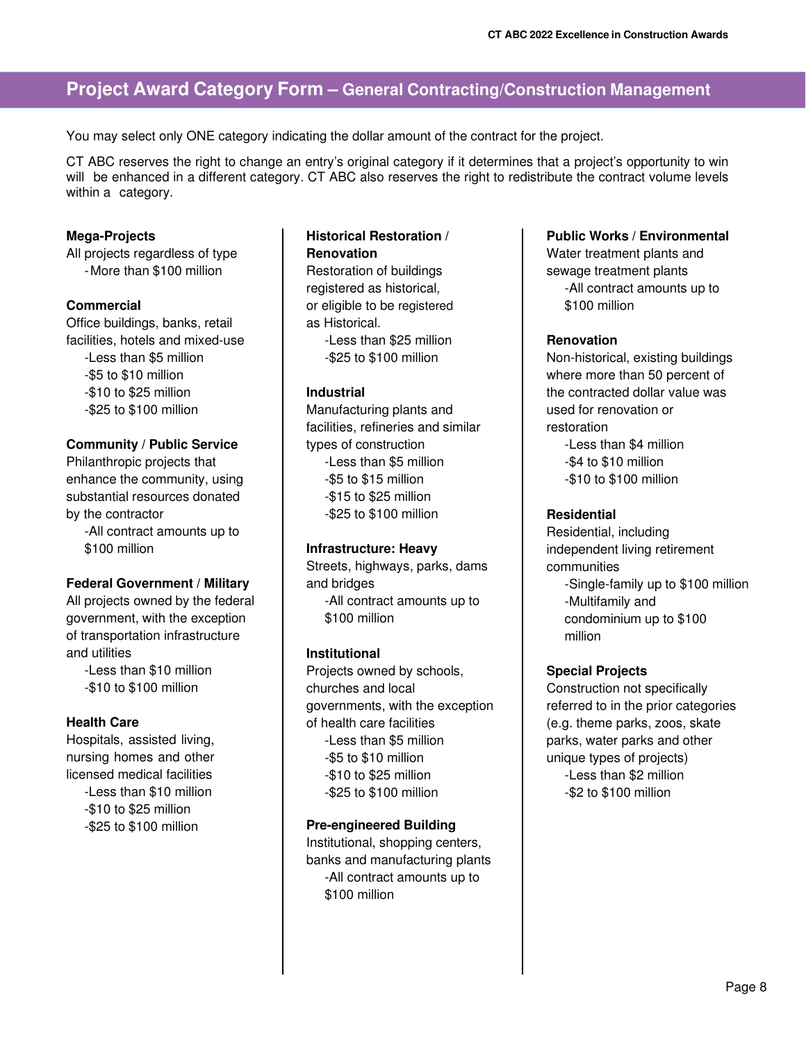## Project Award Category Form – General Contracting/Construction Management

You may select only ONE category indicating the dollar amount of the contract for the project.

CT ABC reserves the right to change an entry's original category if it determines that a project's opportunity to win will be enhanced in a different category. CT ABC also reserves the right to redistribute the contract volume levels within a category.

**Mega-Projects**
All projects regardless of type
- More than $100 million

**Commercial**
Office buildings, banks, retail facilities, hotels and mixed-use
- Less than $5 million
- $5 to $10 million
- $10 to $25 million
- $25 to $100 million

**Community / Public Service**
Philanthropic projects that enhance the community, using substantial resources donated by the contractor
- All contract amounts up to $100 million

**Federal Government / Military**
All projects owned by the federal government, with the exception of transportation infrastructure and utilities
- Less than $10 million
- $10 to $100 million

**Health Care**
Hospitals, assisted living, nursing homes and other licensed medical facilities
- Less than $10 million
- $10 to $25 million
- $25 to $100 million

**Historical Restoration / Renovation**
Restoration of buildings registered as historical, or eligible to be registered as Historical.
- Less than $25 million
- $25 to $100 million

**Industrial**
Manufacturing plants and facilities, refineries and similar types of construction
- Less than $5 million
- $5 to $15 million
- $15 to $25 million
- $25 to $100 million

**Infrastructure: Heavy**
Streets, highways, parks, dams and bridges
- All contract amounts up to $100 million

**Institutional**
Projects owned by schools, churches and local governments, with the exception of health care facilities
- Less than $5 million
- $5 to $10 million
- $10 to $25 million
- $25 to $100 million

**Pre-engineered Building**
Institutional, shopping centers, banks and manufacturing plants
- All contract amounts up to $100 million

**Public Works / Environmental**
Water treatment plants and sewage treatment plants
- All contract amounts up to $100 million

**Renovation**
Non-historical, existing buildings where more than 50 percent of the contracted dollar value was used for renovation or restoration
- Less than $4 million
- $4 to $10 million
- $10 to $100 million

**Residential**
Residential, including independent living retirement communities
- Single-family up to $100 million
- Multifamily and condominium up to $100 million

**Special Projects**
Construction not specifically referred to in the prior categories (e.g. theme parks, zoos, skate parks, water parks and other unique types of projects)
- Less than $2 million
- $2 to $100 million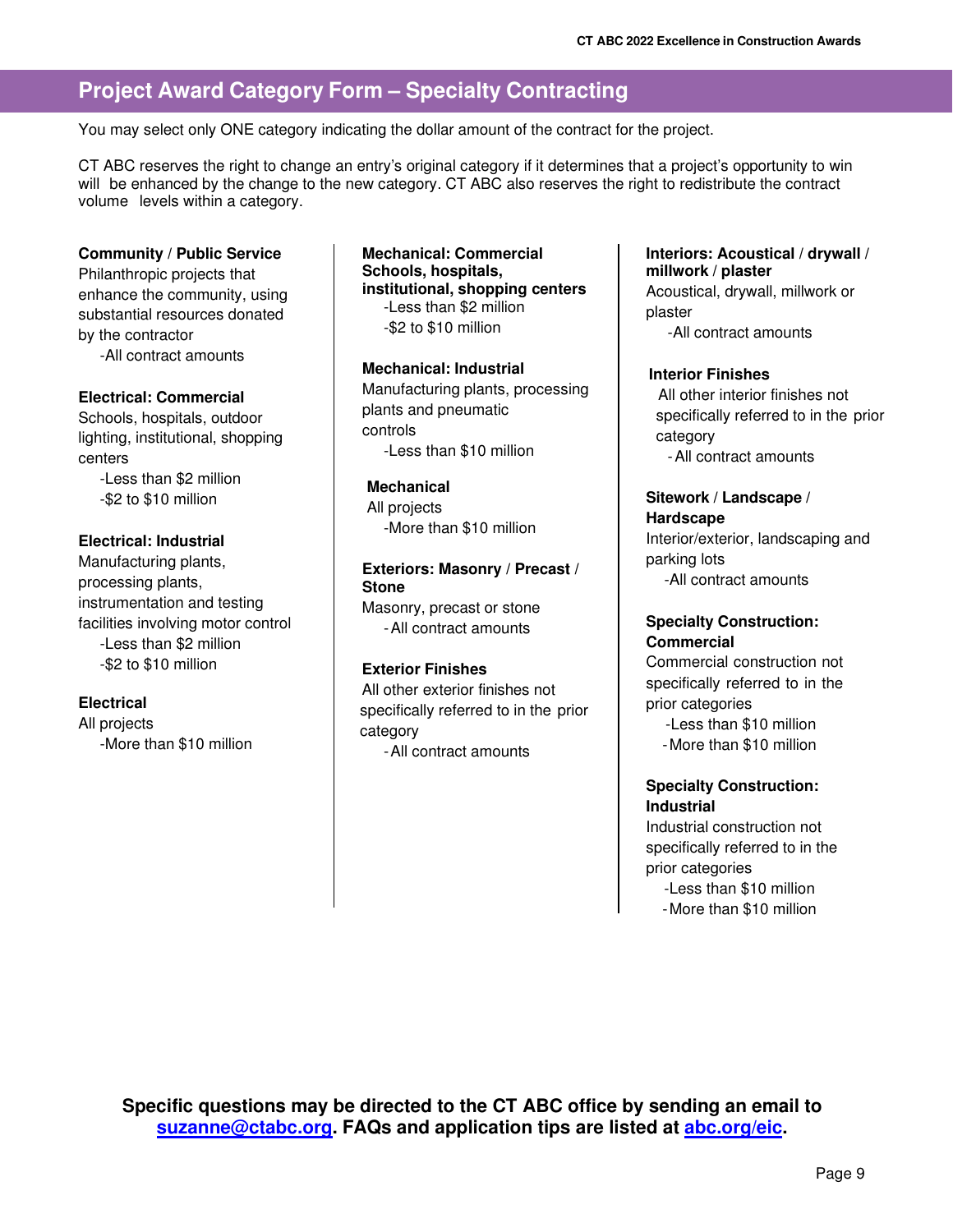## Project Award Category Form – Specialty Contracting

You may select only ONE category indicating the dollar amount of the contract for the project.

CT ABC reserves the right to change an entry's original category if it determines that a project's opportunity to win will be enhanced by the change to the new category. CT ABC also reserves the right to redistribute the contract volume levels within a category.

**Community / Public Service**
Philanthropic projects that enhance the community, using substantial resources donated by the contractor
- All contract amounts

**Electrical: Commercial**
Schools, hospitals, outdoor lighting, institutional, shopping centers
- Less than $2 million
- $2 to $10 million

**Electrical: Industrial**
Manufacturing plants, processing plants, instrumentation and testing facilities involving motor control
- Less than $2 million
- $2 to $10 million

**Electrical**
All projects
- More than $10 million

**Mechanical: Commercial Schools, hospitals, institutional, shopping centers**
- Less than $2 million
- $2 to $10 million

**Mechanical: Industrial**
Manufacturing plants, processing plants and pneumatic controls
- Less than $10 million

**Mechanical**
All projects
- More than $10 million

**Exteriors: Masonry / Precast / Stone**
Masonry, precast or stone
- All contract amounts

**Exterior Finishes**
All other exterior finishes not specifically referred to in the prior category
- All contract amounts

**Interiors: Acoustical / drywall / millwork / plaster**
Acoustical, drywall, millwork or plaster
- All contract amounts

**Interior Finishes**
All other interior finishes not specifically referred to in the prior category
- All contract amounts

**Sitework / Landscape / Hardscape**
Interior/exterior, landscaping and parking lots
- All contract amounts

**Specialty Construction: Commercial**
Commercial construction not specifically referred to in the prior categories
- Less than $10 million
- More than $10 million

**Specialty Construction: Industrial**
Industrial construction not specifically referred to in the prior categories
- Less than $10 million
- More than $10 million

**Specific questions may be directed to the CT ABC office by sending an email to [suzanne@ctabc.org](mailto:suzanne@ctabc.org). FAQs and application tips are listed at [abc.org/eic](abc.org/eic).**